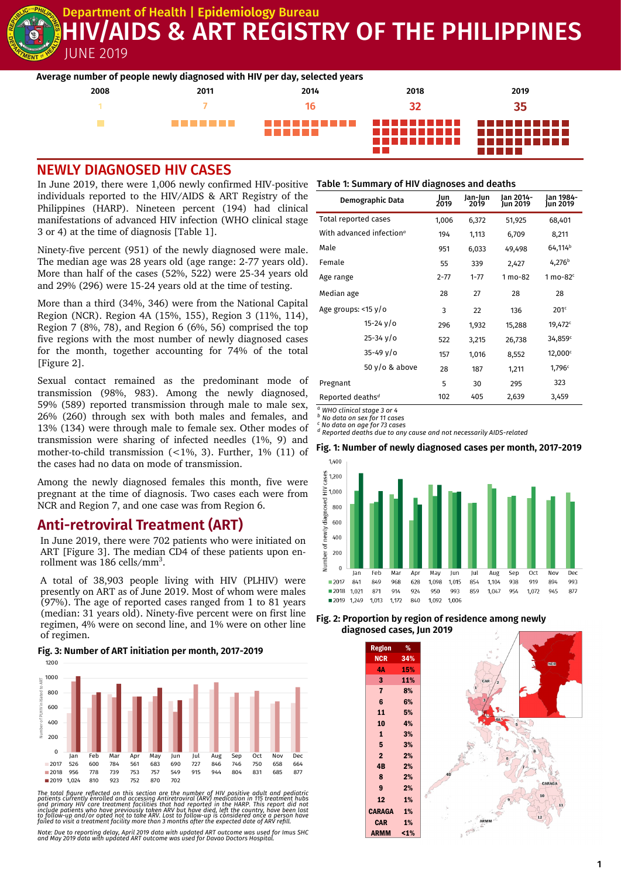# Department of Health | Epidemiology Bureau

# HIV/AIDS & ART REGISTRY OF THE PHILIPPINES

JUNE 2019

**Average number of people newly diagnosed with HIV per day, selected years**

| 2008 | 2011 | 2014 | 2018 | 2019 |
|---|---|---|---|---|
| 1 | 7 | 16 | 32 | 35 |

## NEWLY DIAGNOSED HIV CASES

In June 2019, there were 1,006 newly confirmed HIV-positive individuals reported to the HIV/AIDS & ART Registry of the Philippines (HARP). Nineteen percent (194) had clinical manifestations of advanced HIV infection (WHO clinical stage 3 or 4) at the time of diagnosis [Table 1].

Ninety-five percent (951) of the newly diagnosed were male. The median age was 28 years old (age range: 2-77 years old). More than half of the cases (52%, 522) were 25-34 years old and 29% (296) were 15-24 years old at the time of testing.

More than a third (34%, 346) were from the National Capital Region (NCR). Region 4A (15%, 155), Region 3 (11%, 114), Region 7 (8%, 78), and Region 6 (6%, 56) comprised the top five regions with the most number of newly diagnosed cases for the month, together accounting for 74% of the total [Figure 2].

Sexual contact remained as the predominant mode of transmission (98%, 983). Among the newly diagnosed, 59% (589) reported transmission through male to male sex, 26% (260) through sex with both males and females, and 13% (134) were through male to female sex. Other modes of transmission were sharing of infected needles (1%, 9) and mother-to-child transmission (<1%, 3). Further, 1% (11) of the cases had no data on mode of transmission.

Among the newly diagnosed females this month, five were pregnant at the time of diagnosis. Two cases each were from NCR and Region 7, and one case was from Region 6.

**Table 1: Summary of HIV diagnoses and deaths**

| Demographic Data | Jun 2019 | Jan-Jun 2019 | Jan 2014-Jun 2019 | Jan 1984-Jun 2019 |
|---|---|---|---|---|
| Total reported cases | 1,006 | 6,372 | 51,925 | 68,401 |
| With advanced infection[a] | 194 | 1,113 | 6,709 | 8,211 |
| Male | 951 | 6,033 | 49,498 | 64,114[b] |
| Female | 55 | 339 | 2,427 | 4,276[b] |
| Age range | 2-77 | 1-77 | 1 mo-82 | 1 mo-82[c] |
| Median age | 28 | 27 | 28 | 28 |
| Age groups: <15 y/o | 3 | 22 | 136 | 201[c] |
| 15-24 y/o | 296 | 1,932 | 15,288 | 19,472[c] |
| 25-34 y/o | 522 | 3,215 | 26,738 | 34,859[c] |
| 35-49 y/o | 157 | 1,016 | 8,552 | 12,000[c] |
| 50 y/o & above | 28 | 187 | 1,211 | 1,796[c] |
| Pregnant | 5 | 30 | 295 | 323 |
| Reported deaths[d] | 102 | 405 | 2,639 | 3,459 |

[a] WHO clinical stage 3 or 4
[b] No data on sex for 11 cases
[c] No data on age for 73 cases
[d] Reported deaths due to any cause and not necessarily AIDS-related

**Fig. 1: Number of newly diagnosed cases per month, 2017-2019**

| | Jan | Feb | Mar | Apr | May | Jun | Jul | Aug | Sep | Oct | Nov | Dec |
|---|---|---|---|---|---|---|---|---|---|---|---|---|
| 2017 | 841 | 849 | 968 | 628 | 1,098 | 1,015 | 854 | 1,104 | 938 | 919 | 894 | 993 |
| 2018 | 1,021 | 871 | 914 | 924 | 950 | 993 | 859 | 1,047 | 954 | 1,072 | 945 | 877 |
| 2019 | 1,249 | 1,013 | 1,172 | 840 | 1,092 | 1,006 | | | | | | |

**Fig. 2: Proportion by region of residence among newly diagnosed cases, Jun 2019**

| Region | % |
|---|---|
| NCR | 34% |
| 4A | 15% |
| 3 | 11% |
| 7 | 8% |
| 6 | 6% |
| 11 | 5% |
| 10 | 4% |
| 1 | 3% |
| 5 | 3% |
| 2 | 2% |
| 4B | 2% |
| 8 | 2% |
| 9 | 2% |
| 12 | 1% |
| CARAGA | 1% |
| CAR | 1% |
| ARMM | <1% |

## Anti-retroviral Treatment (ART)

In June 2019, there were 702 patients who were initiated on ART [Figure 3]. The median CD4 of these patients upon enrollment was 186 cells/mm[3].

A total of 38,903 people living with HIV (PLHIV) were presently on ART as of June 2019. Most of whom were males (97%). The age of reported cases ranged from 1 to 81 years (median: 31 years old). Ninety-five percent were on first line regimen, 4% were on second line, and 1% were on other line of regimen.

**Fig. 3: Number of ART initiation per month, 2017-2019**

| | Jan | Feb | Mar | Apr | May | Jun | Jul | Aug | Sep | Oct | Nov | Dec |
|---|---|---|---|---|---|---|---|---|---|---|---|---|
| 2017 | 526 | 600 | 784 | 561 | 683 | 690 | 727 | 846 | 746 | 750 | 658 | 664 |
| 2018 | 956 | 778 | 739 | 753 | 757 | 549 | 915 | 944 | 804 | 831 | 685 | 877 |
| 2019 | 1,024 | 810 | 923 | 752 | 870 | 702 | | | | | | |

*The total figure reflected on this section are the number of HIV positive adult and pediatric patients currently enrolled and accessing Antiretroviral (ARV) medication in 115 treatment hubs and primary HIV care treatment facilities that had reported in the HARP. This report did not include patients who have previously taken ARV but have died, left the country, have been lost to follow-up and/or opted not to take ARV. Lost to follow-up is considered once a person have failed to visit a treatment facility more than 3 months after the expected date of ARV refill.*

*Note: Due to reporting delay, April 2019 data with updated ART outcome was used for Imus SHC and May 2019 data with updated ART outcome was used for Davao Doctors Hospital.*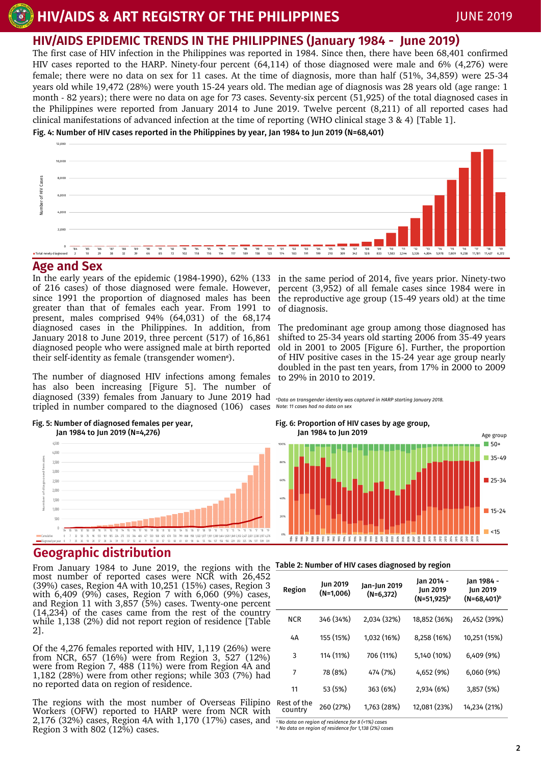## HIV/AIDS EPIDEMIC TRENDS IN THE PHILIPPINES (January 1984 - June 2019)

The first case of HIV infection in the Philippines was reported in 1984. Since then, there have been 68,401 confirmed HIV cases reported to the HARP. Ninety-four percent (64,114) of those diagnosed were male and 6% (4,276) were female; there were no data on sex for 11 cases. At the time of diagnosis, more than half (51%, 34,859) were 25-34 years old while 19,472 (28%) were youth 15-24 years old. The median age of diagnosis was 28 years old (age range: 1 month - 82 years); there were no data on age for 73 cases. Seventy-six percent (51,925) of the total diagnosed cases in the Philippines were reported from January 2014 to June 2019. Twelve percent (8,211) of all reported cases had clinical manifestations of advanced infection at the time of reporting (WHO clinical stage 3 & 4) [Table 1].

**Fig. 4: Number of HIV cases reported in the Philippines by year, Jan 1984 to Jun 2019 (N=68,401)**

| | '84 | '85 | '86 | '87 | '88 | '89 | '90 | '91 | '92 | '93 | '94 | '95 | '96 | '97 | '98 | '99 | '00 | '01 | '02 | '03 | '04 | '05 | '06 | '07 | '08 | '09 | '10 | '11 | '12 | '13 | '14 | '15 | '16 | '17 | '18 | '19 |
|---|---|---|---|---|---|---|---|---|---|---|---|---|---|---|---|---|---|---|---|---|---|---|---|---|---|---|---|---|---|---|---|---|---|---|---|---|
| Total newly diagnosed | 2 | 10 | 29 | 38 | 32 | 39 | 66 | 85 | 72 | 102 | 118 | 116 | 154 | 117 | 189 | 158 | 123 | 174 | 183 | 191 | 199 | 210 | 309 | 342 | 528 | 833 | 1,583 | 2,344 | 3,126 | 4,804 | 5,978 | 7,809 | 9,238 | 11,101 | 11,427 | 6,372 |

## Age and Sex

In the early years of the epidemic (1984-1990), 62% (133 of 216 cases) of those diagnosed were female. However, since 1991 the proportion of diagnosed males has been greater than that of females each year. From 1991 to present, males comprised 94% (64,031) of the 68,174 diagnosed cases in the Philippines. In addition, from January 2018 to June 2019, three percent (517) of 16,861 diagnosed people who were assigned male at birth reported their self-identity as female (transgender women[a]).

The number of diagnosed HIV infections among females has also been increasing [Figure 5]. The number of diagnosed (339) females from January to June 2019 had tripled in number compared to the diagnosed (106) cases in the same period of 2014, five years prior. Ninety-two percent (3,952) of all female cases since 1984 were in the reproductive age group (15-49 years old) at the time of diagnosis.

The predominant age group among those diagnosed has shifted to 25-34 years old starting 2006 from 35-49 years old in 2001 to 2005 [Figure 6]. Further, the proportion of HIV positive cases in the 15-24 year age group nearly doubled in the past ten years, from 17% in 2000 to 2009 to 29% in 2010 to 2019.

*[a]Data on transgender identity was captured in HARP starting January 2018.*
*Note: 11 cases had no data on sex*

**Fig. 5: Number of diagnosed females per year, Jan 1984 to Jun 2019 (N=4,276)**

| | '84 | '85 | '86 | '87 | '88 | '89 | '90 | '91 | '92 | '93 | '94 | '95 | '96 | '97 | '98 | '99 | '00 | '01 | '02 | '03 | '04 | '05 | '06 | '07 | '08 | '09 | '10 | '11 | '12 | '13 | '14 | '15 | '16 | '17 | '18 | '19 |
|---|---|---|---|---|---|---|---|---|---|---|---|---|---|---|---|---|---|---|---|---|---|---|---|---|---|---|---|---|---|---|---|---|---|---|---|---|
| Cumulative | 6 | 7 | 33 | 51 | 76 | 96 | 133 | 161 | 183 | 224 | 275 | 312 | 384 | 406 | 477 | 530 | 568 | 625 | 678 | 736 | 799 | 868 | 958 | 1,022 | 1,077 | 1,161 | 1,288 | 1,464 | 1,628 | 1,846 | 2,102 | 2,437 | 2,821 | 3,338 | 3,937 | 4,276 |
| Diagnosed per year | 6 | 1 | 25 | 18 | 26 | 20 | 37 | 28 | 34 | 39 | 51 | 37 | 52 | 42 | 71 | 53 | 38 | 57 | 53 | 60 | 81 | 69 | 90 | 64 | 55 | 84 | 127 | 156 | 156 | 229 | 253 | 325 | 384 | 517 | 599 | 339 |

**Fig. 6: Proportion of HIV cases by age group, Jan 1984 to Jun 2019**

Age group: 50+, 35-49, 25-34, 15-24, <15

## Geographic distribution

From January 1984 to June 2019, the regions with the most number of reported cases were NCR with 26,452 (39%) cases, Region 4A with 10,251 (15%) cases, Region 3 with 6,409 (9%) cases, Region 7 with 6,060 (9%) cases, and Region 11 with 3,857 (5%) cases. Twenty-one percent (14,234) of the cases came from the rest of the country while 1,138 (2%) did not report region of residence [Table 2].

Of the 4,276 females reported with HIV, 1,119 (26%) were from NCR, 657 (16%) were from Region 3, 527 (12%) were from Region 7, 488 (11%) were from Region 4A and 1,182 (28%) were from other regions; while 303 (7%) had no reported data on region of residence.

The regions with the most number of Overseas Filipino Workers (OFW) reported to HARP were from NCR with 2,176 (32%) cases, Region 4A with 1,170 (17%) cases, and Region 3 with 802 (12%) cases.

**Table 2: Number of HIV cases diagnosed by region**

| Region | Jun 2019 (N=1,006) | Jan-Jun 2019 (N=6,372) | Jan 2014 - Jun 2019 (N=51,925)[a] | Jan 1984 - Jun 2019 (N=68,401)[b] |
|---|---|---|---|---|
| NCR | 346 (34%) | 2,034 (32%) | 18,852 (36%) | 26,452 (39%) |
| 4A | 155 (15%) | 1,032 (16%) | 8,258 (16%) | 10,251 (15%) |
| 3 | 114 (11%) | 706 (11%) | 5,140 (10%) | 6,409 (9%) |
| 7 | 78 (8%) | 474 (7%) | 4,652 (9%) | 6,060 (9%) |
| 11 | 53 (5%) | 363 (6%) | 2,934 (6%) | 3,857 (5%) |
| Rest of the country | 260 (27%) | 1,763 (28%) | 12,081 (23%) | 14,234 (21%) |

*[a] No data on region of residence for 8 (<1%) cases*
*[b] No data on region of residence for 1,138 (2%) cases*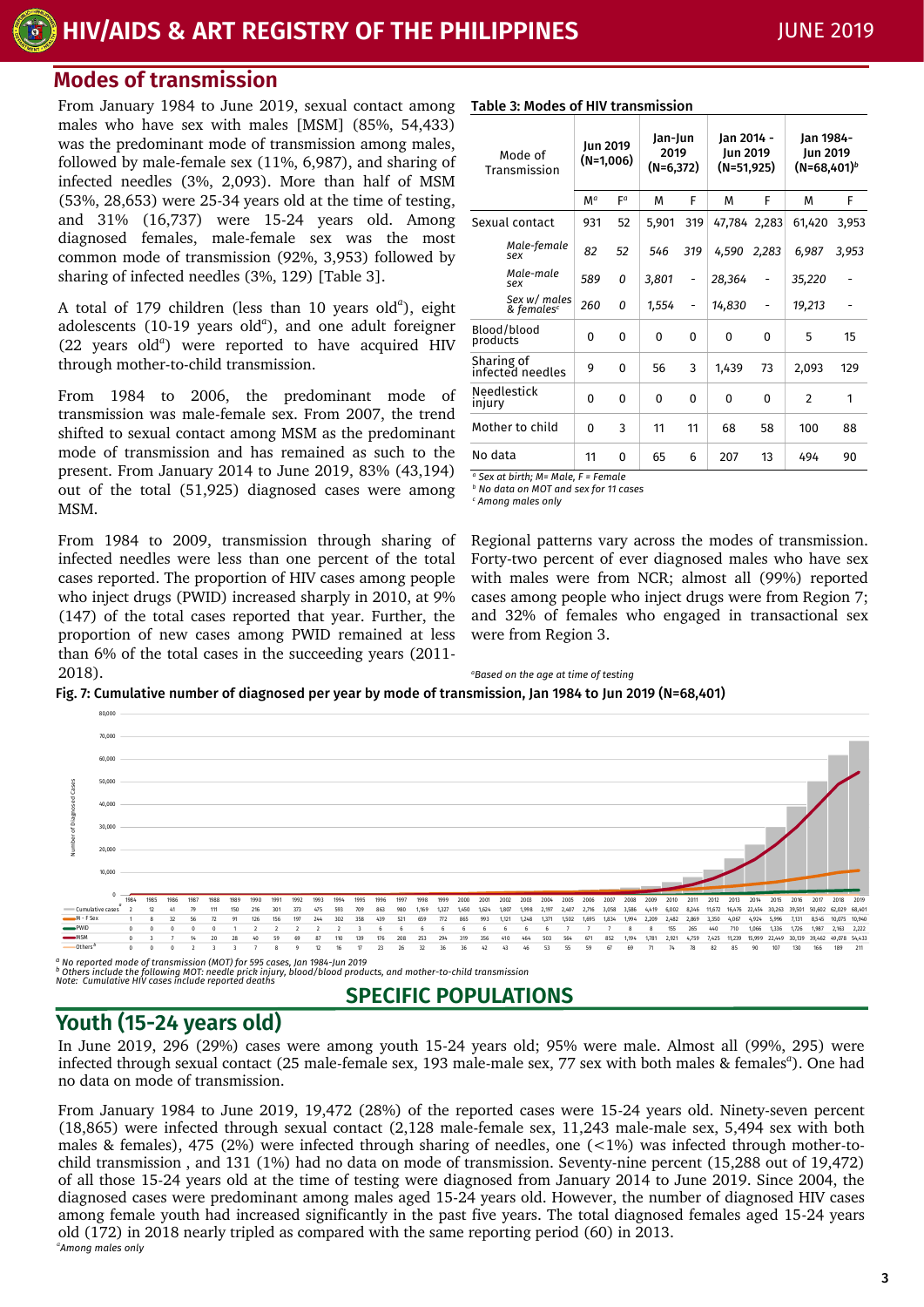## Modes of transmission

From January 1984 to June 2019, sexual contact among males who have sex with males [MSM] (85%, 54,433) was the predominant mode of transmission among males, followed by male-female sex (11%, 6,987), and sharing of infected needles (3%, 2,093). More than half of MSM (53%, 28,653) were 25-34 years old at the time of testing, and 31% (16,737) were 15-24 years old. Among diagnosed females, male-female sex was the most common mode of transmission (92%, 3,953) followed by sharing of infected needles (3%, 129) [Table 3].

A total of 179 children (less than 10 years old[a]), eight adolescents (10-19 years old[a]), and one adult foreigner (22 years old[a]) were reported to have acquired HIV through mother-to-child transmission.

From 1984 to 2006, the predominant mode of transmission was male-female sex. From 2007, the trend shifted to sexual contact among MSM as the predominant mode of transmission and has remained as such to the present. From January 2014 to June 2019, 83% (43,194) out of the total (51,925) diagnosed cases were among MSM.

From 1984 to 2009, transmission through sharing of infected needles were less than one percent of the total cases reported. The proportion of HIV cases among people who inject drugs (PWID) increased sharply in 2010, at 9% (147) of the total cases reported that year. Further, the proportion of new cases among PWID remained at less than 6% of the total cases in the succeeding years (2011-2018).

**Table 3: Modes of HIV transmission**

| Mode of Transmission | Jun 2019 (N=1,006) | | Jan-Jun 2019 (N=6,372) | | Jan 2014 - Jun 2019 (N=51,925) | | Jan 1984- Jun 2019 (N=68,401)[b] | |
|---|---|---|---|---|---|---|---|---|
| | M[a] | F[a] | M | F | M | F | M | F |
| Sexual contact | 931 | 52 | 5,901 | 319 | 47,784 | 2,283 | 61,420 | 3,953 |
| *Male-female sex* | *82* | *52* | *546* | *319* | *4,590* | *2,283* | *6,987* | *3,953* |
| *Male-male sex* | *589* | *0* | *3,801* | - | *28,364* | - | *35,220* | - |
| *Sex w/ males & females[c]* | *260* | *0* | *1,554* | - | *14,830* | - | *19,213* | - |
| Blood/blood products | 0 | 0 | 0 | 0 | 0 | 0 | 5 | 15 |
| Sharing of infected needles | 9 | 0 | 56 | 3 | 1,439 | 73 | 2,093 | 129 |
| Needlestick injury | 0 | 0 | 0 | 0 | 0 | 0 | 2 | 1 |
| Mother to child | 0 | 3 | 11 | 11 | 68 | 58 | 100 | 88 |
| No data | 11 | 0 | 65 | 6 | 207 | 13 | 494 | 90 |

[a] Sex at birth; M= Male, F = Female
[b] No data on MOT and sex for 11 cases
[c] Among males only

Regional patterns vary across the modes of transmission. Forty-two percent of ever diagnosed males who have sex with males were from NCR; almost all (99%) reported cases among people who inject drugs were from Region 7; and 32% of females who engaged in transactional sex were from Region 3.

[a]Based on the age at time of testing

**Fig. 7: Cumulative number of diagnosed per year by mode of transmission, Jan 1984 to Jun 2019 (N=68,401)**

| | 1984 | 1985 | 1986 | 1987 | 1988 | 1989 | 1990 | 1991 | 1992 | 1993 | 1994 | 1995 | 1996 | 1997 | 1998 | 1999 | 2000 | 2001 | 2002 | 2003 | 2004 | 2005 | 2006 | 2007 | 2008 | 2009 | 2010 | 2011 | 2012 | 2013 | 2014 | 2015 | 2016 | 2017 | 2018 | 2019 |
|---|---|---|---|---|---|---|---|---|---|---|---|---|---|---|---|---|---|---|---|---|---|---|---|---|---|---|---|---|---|---|---|---|---|---|---|---|
| Cumulative cases[a] | 2 | 12 | 41 | 79 | 111 | 150 | 216 | 301 | 373 | 475 | 593 | 709 | 863 | 980 | 1,169 | 1,327 | 1,450 | 1,624 | 1,807 | 1,998 | 2,197 | 2,407 | 2,716 | 3,058 | 3,586 | 4,419 | 6,002 | 8,346 | 11,672 | 16,476 | 22,454 | 30,263 | 39,501 | 50,602 | 62,029 | 68,401 |
| M - F Sex | 1 | 8 | 32 | 56 | 72 | 91 | 126 | 156 | 197 | 244 | 302 | 358 | 439 | 521 | 659 | 772 | 865 | 993 | 1,121 | 1,248 | 1,371 | 1,502 | 1,695 | 1,834 | 1,994 | 2,209 | 2,482 | 2,869 | 3,350 | 4,067 | 4,924 | 5,996 | 7,131 | 8,545 | 10,075 | 10,940 |
| PWID | 0 | 0 | 0 | 0 | 0 | 1 | 2 | 2 | 2 | 2 | 2 | 3 | 6 | 6 | 6 | 6 | 6 | 6 | 6 | 6 | 6 | 7 | 7 | 7 | 8 | 8 | 155 | 265 | 440 | 710 | 1,066 | 1,336 | 1,726 | 1,987 | 2,163 | 2,222 |
| MSM | 0 | 3 | 7 | 14 | 20 | 28 | 40 | 59 | 69 | 87 | 110 | 139 | 176 | 208 | 253 | 294 | 319 | 356 | 410 | 464 | 503 | 564 | 671 | 852 | 1,194 | 1,781 | 2,921 | 4,759 | 7,425 | 11,239 | 15,999 | 22,449 | 30,139 | 39,462 | 49,078 | 54,433 |
| Others[b] | 0 | 0 | 0 | 2 | 3 | 3 | 7 | 8 | 9 | 12 | 16 | 17 | 23 | 26 | 32 | 36 | 36 | 42 | 43 | 46 | 53 | 55 | 59 | 67 | 69 | 71 | 74 | 78 | 82 | 85 | 90 | 107 | 130 | 166 | 189 | 211 |

[a] No reported mode of transmission (MOT) for 595 cases, Jan 1984-Jun 2019
[b] Others include the following MOT: needle prick injury, blood/blood products, and mother-to-child transmission
Note: Cumulative HIV cases include reported deaths

# SPECIFIC POPULATIONS

## Youth (15-24 years old)

In June 2019, 296 (29%) cases were among youth 15-24 years old; 95% were male. Almost all (99%, 295) were infected through sexual contact (25 male-female sex, 193 male-male sex, 77 sex with both males & females[a]). One had no data on mode of transmission.

From January 1984 to June 2019, 19,472 (28%) of the reported cases were 15-24 years old. Ninety-seven percent (18,865) were infected through sexual contact (2,128 male-female sex, 11,243 male-male sex, 5,494 sex with both males & females), 475 (2%) were infected through sharing of needles, one (<1%) was infected through mother-to-child transmission , and 131 (1%) had no data on mode of transmission. Seventy-nine percent (15,288 out of 19,472) of all those 15-24 years old at the time of testing were diagnosed from January 2014 to June 2019. Since 2004, the diagnosed cases were predominant among males aged 15-24 years old. However, the number of diagnosed HIV cases among female youth had increased significantly in the past five years. The total diagnosed females aged 15-24 years old (172) in 2018 nearly tripled as compared with the same reporting period (60) in 2013.

[a]Among males only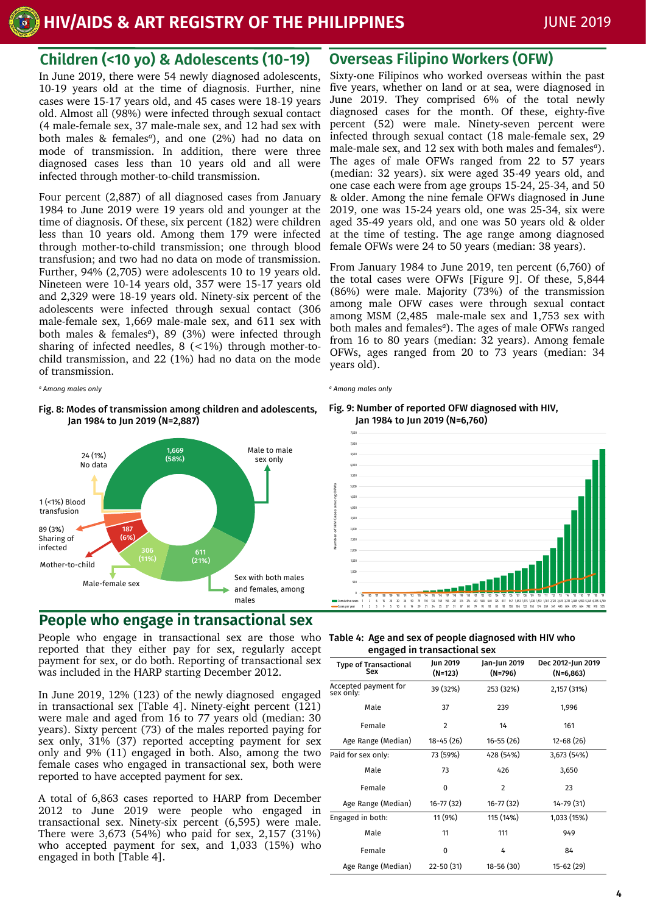## Children (<10 yo) & Adolescents (10-19)

In June 2019, there were 54 newly diagnosed adolescents, 10-19 years old at the time of diagnosis. Further, nine cases were 15-17 years old, and 45 cases were 18-19 years old. Almost all (98%) were infected through sexual contact (4 male-female sex, 37 male-male sex, and 12 had sex with both males & females[a]), and one (2%) had no data on mode of transmission. In addition, there were three diagnosed cases less than 10 years old and all were infected through mother-to-child transmission.

Four percent (2,887) of all diagnosed cases from January 1984 to June 2019 were 19 years old and younger at the time of diagnosis. Of these, six percent (182) were children less than 10 years old. Among them 179 were infected through mother-to-child transmission; one through blood transfusion; and two had no data on mode of transmission. Further, 94% (2,705) were adolescents 10 to 19 years old. Nineteen were 10-14 years old, 357 were 15-17 years old and 2,329 were 18-19 years old. Ninety-six percent of the adolescents were infected through sexual contact (306 male-female sex, 1,669 male-male sex, and 611 sex with both males & females[a]), 89 (3%) were infected through sharing of infected needles, 8 (<1%) through mother-to-child transmission, and 22 (1%) had no data on the mode of transmission.

*[a] Among males only*

**Fig. 8: Modes of transmission among children and adolescents, Jan 1984 to Jun 2019 (N=2,887)**

## Overseas Filipino Workers (OFW)

Sixty-one Filipinos who worked overseas within the past five years, whether on land or at sea, were diagnosed in June 2019. They comprised 6% of the total newly diagnosed cases for the month. Of these, eighty-five percent (52) were male. Ninety-seven percent were infected through sexual contact (18 male-female sex, 29 male-male sex, and 12 sex with both males and females[a]). The ages of male OFWs ranged from 22 to 57 years (median: 32 years). six were aged 35-49 years old, and one case each were from age groups 15-24, 25-34, and 50 & older. Among the nine female OFWs diagnosed in June 2019, one was 15-24 years old, one was 25-34, six were aged 35-49 years old, and one was 50 years old & older at the time of testing. The age range among diagnosed female OFWs were 24 to 50 years (median: 38 years).

From January 1984 to June 2019, ten percent (6,760) of the total cases were OFWs [Figure 9]. Of these, 5,844 (86%) were male. Majority (73%) of the transmission among male OFW cases were through sexual contact among MSM (2,485 male-male sex and 1,753 sex with both males and females[a]). The ages of male OFWs ranged from 16 to 80 years (median: 32 years). Among female OFWs, ages ranged from 20 to 73 years (median: 34 years old).

*[a] Among males only*

**Fig. 9: Number of reported OFW diagnosed with HIV, Jan 1984 to Jun 2019 (N=6,760)**

## People who engage in transactional sex

People who engage in transactional sex are those who reported that they either pay for sex, regularly accept payment for sex, or do both. Reporting of transactional sex was included in the HARP starting December 2012.

In June 2019, 12% (123) of the newly diagnosed engaged in transactional sex [Table 4]. Ninety-eight percent (121) were male and aged from 16 to 77 years old (median: 30 years). Sixty percent (73) of the males reported paying for sex only, 31% (37) reported accepting payment for sex only and 9% (11) engaged in both. Also, among the two female cases who engaged in transactional sex, both were reported to have accepted payment for sex.

A total of 6,863 cases reported to HARP from December 2012 to June 2019 were people who engaged in transactional sex. Ninety-six percent (6,595) were male. There were 3,673 (54%) who paid for sex, 2,157 (31%) who accepted payment for sex, and 1,033 (15%) who engaged in both [Table 4].

**Table 4: Age and sex of people diagnosed with HIV who engaged in transactional sex**

| Type of Transactional Sex | Jun 2019 (N=123) | Jan-Jun 2019 (N=796) | Dec 2012-Jun 2019 (N=6,863) |
|---|---|---|---|
| Accepted payment for sex only: | 39 (32%) | 253 (32%) | 2,157 (31%) |
| Male | 37 | 239 | 1,996 |
| Female | 2 | 14 | 161 |
| Age Range (Median) | 18-45 (26) | 16-55 (26) | 12-68 (26) |
| Paid for sex only: | 73 (59%) | 428 (54%) | 3,673 (54%) |
| Male | 73 | 426 | 3,650 |
| Female | 0 | 2 | 23 |
| Age Range (Median) | 16-77 (32) | 16-77 (32) | 14-79 (31) |
| Engaged in both: | 11 (9%) | 115 (14%) | 1,033 (15%) |
| Male | 11 | 111 | 949 |
| Female | 0 | 4 | 84 |
| Age Range (Median) | 22-50 (31) | 18-56 (30) | 15-62 (29) |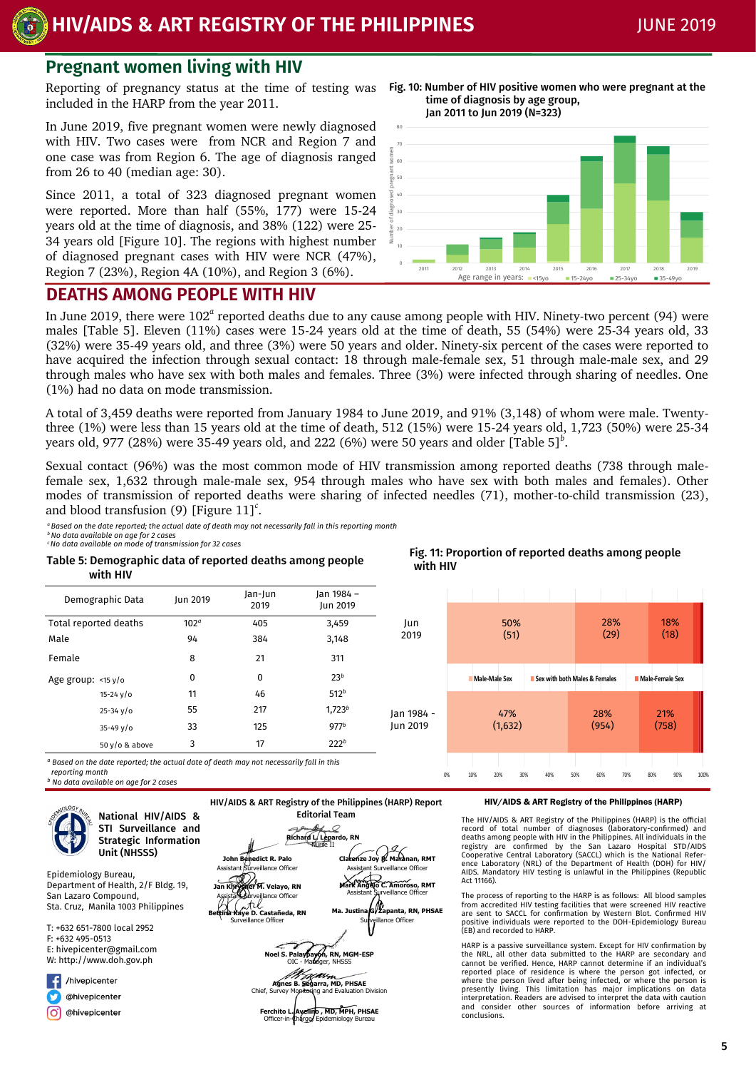## Pregnant women living with HIV

Reporting of pregnancy status at the time of testing was included in the HARP from the year 2011.

In June 2019, five pregnant women were newly diagnosed with HIV. Two cases were from NCR and Region 7 and one case was from Region 6. The age of diagnosis ranged from 26 to 40 (median age: 30).

Since 2011, a total of 323 diagnosed pregnant women were reported. More than half (55%, 177) were 15-24 years old at the time of diagnosis, and 38% (122) were 25-34 years old [Figure 10]. The regions with highest number of diagnosed pregnant cases with HIV were NCR (47%), Region 7 (23%), Region 4A (10%), and Region 3 (6%).

**Fig. 10: Number of HIV positive women who were pregnant at the time of diagnosis by age group, Jan 2011 to Jun 2019 (N=323)**

## DEATHS AMONG PEOPLE WITH HIV

In June 2019, there were 102[a] reported deaths due to any cause among people with HIV. Ninety-two percent (94) were males [Table 5]. Eleven (11%) cases were 15-24 years old at the time of death, 55 (54%) were 25-34 years old, 33 (32%) were 35-49 years old, and three (3%) were 50 years and older. Ninety-six percent of the cases were reported to have acquired the infection through sexual contact: 18 through male-female sex, 51 through male-male sex, and 29 through males who have sex with both males and females. Three (3%) were infected through sharing of needles. One (1%) had no data on mode transmission.

A total of 3,459 deaths were reported from January 1984 to June 2019, and 91% (3,148) of whom were male. Twenty-three (1%) were less than 15 years old at the time of death, 512 (15%) were 15-24 years old, 1,723 (50%) were 25-34 years old, 977 (28%) were 35-49 years old, and 222 (6%) were 50 years and older [Table 5][b].

Sexual contact (96%) was the most common mode of HIV transmission among reported deaths (738 through male-female sex, 1,632 through male-male sex, 954 through males who have sex with both males and females). Other modes of transmission of reported deaths were sharing of infected needles (71), mother-to-child transmission (23), and blood transfusion (9) [Figure 11][c].

*[a] Based on the date reported; the actual date of death may not necessarily fall in this reporting month*
*[b] No data available on age for 2 cases*
*[c] No data available on mode of transmission for 32 cases*

**Table 5: Demographic data of reported deaths among people with HIV**

| Demographic Data | Jun 2019 | Jan-Jun 2019 | Jan 1984 – Jun 2019 |
|---|---|---|---|
| Total reported deaths | 102[a] | 405 | 3,459 |
| Male | 94 | 384 | 3,148 |
| Female | 8 | 21 | 311 |
| Age group: <15 y/o | 0 | 0 | 23[b] |
| 15-24 y/o | 11 | 46 | 512[b] |
| 25-34 y/o | 55 | 217 | 1,723[b] |
| 35-49 y/o | 33 | 125 | 977[b] |
| 50 y/o & above | 3 | 17 | 222[b] |

*[a] Based on the date reported; the actual date of death may not necessarily fall in this reporting month*
*[b] No data available on age for 2 cases*

**Fig. 11: Proportion of reported deaths among people with HIV**

| | Male-Male Sex | Sex with both Males & Females | Male-Female Sex |
|---|---|---|---|
| Jun 2019 | 50% (51) | 28% (29) | 18% (18) |
| Jan 1984 - Jun 2019 | 47% (1,632) | 28% (954) | 21% (758) |

**National HIV/AIDS & STI Surveillance and Strategic Information Unit (NHSSS)**

Epidemiology Bureau,
Department of Health, 2/F Bldg. 19,
San Lazaro Compound,
Sta. Cruz, Manila 1003 Philippines

T: +632 651-7800 local 2952
F: +632 495-0513
E: hivepicenter@gmail.com
W: http://www.doh.gov.ph

/hivepicenter
@hivepicenter
@hivepicenter

**HIV/AIDS & ART Registry of the Philippines (HARP) Report Editorial Team**

Richard L. Lepardo, RN — Nurse II
John Benedict R. Palo — Assistant Surveillance Officer
Clarenze Joy B. Maranan, RMT — Assistant Surveillance Officer
Jan Khristopher M. Velayo, RN — Assistant Surveillance Officer
Mark Angelo C. Amoroso, RMT — Assistant Surveillance Officer
Bettina Kaye D. Castañeda, RN — Surveillance Officer
Ma. Justina G. Zapanta, RN, PHSAE — Surveillance Officer
Noel S. Palaypayon, RN, MGM-ESP — OIC - Manager, NHSSS
Agnes B. Segarra, MD, PHSAE — Chief, Survey Monitoring and Evaluation Division
Ferchito L. Avelino, MD, MPH, PHSAE — Officer-in-Charge, Epidemiology Bureau

**HIV/AIDS & ART Registry of the Philippines (HARP)**

The HIV/AIDS & ART Registry of the Philippines (HARP) is the official record of total number of diagnoses (laboratory-confirmed) and deaths among people with HIV in the Philippines. All individuals in the registry are confirmed by the San Lazaro Hospital STD/AIDS Cooperative Central Laboratory (SACCL) which is the National Reference Laboratory (NRL) of the Department of Health (DOH) for HIV/AIDS. Mandatory HIV testing is unlawful in the Philippines (Republic Act 11166).

The process of reporting to the HARP is as follows: All blood samples from accredited HIV testing facilities that were screened HIV reactive are sent to SACCL for confirmation by Western Blot. Confirmed HIV positive individuals were reported to the DOH-Epidemiology Bureau (EB) and recorded to HARP.

HARP is a passive surveillance system. Except for HIV confirmation by the NRL, all other data submitted to the HARP are secondary and cannot be verified. Hence, HARP cannot determine if an individual's reported place of residence is where the person got infected, or where the person lived after being infected, or where the person is presently living. This limitation has major implications on data interpretation. Readers are advised to interpret the data with caution and consider other sources of information before arriving at conclusions.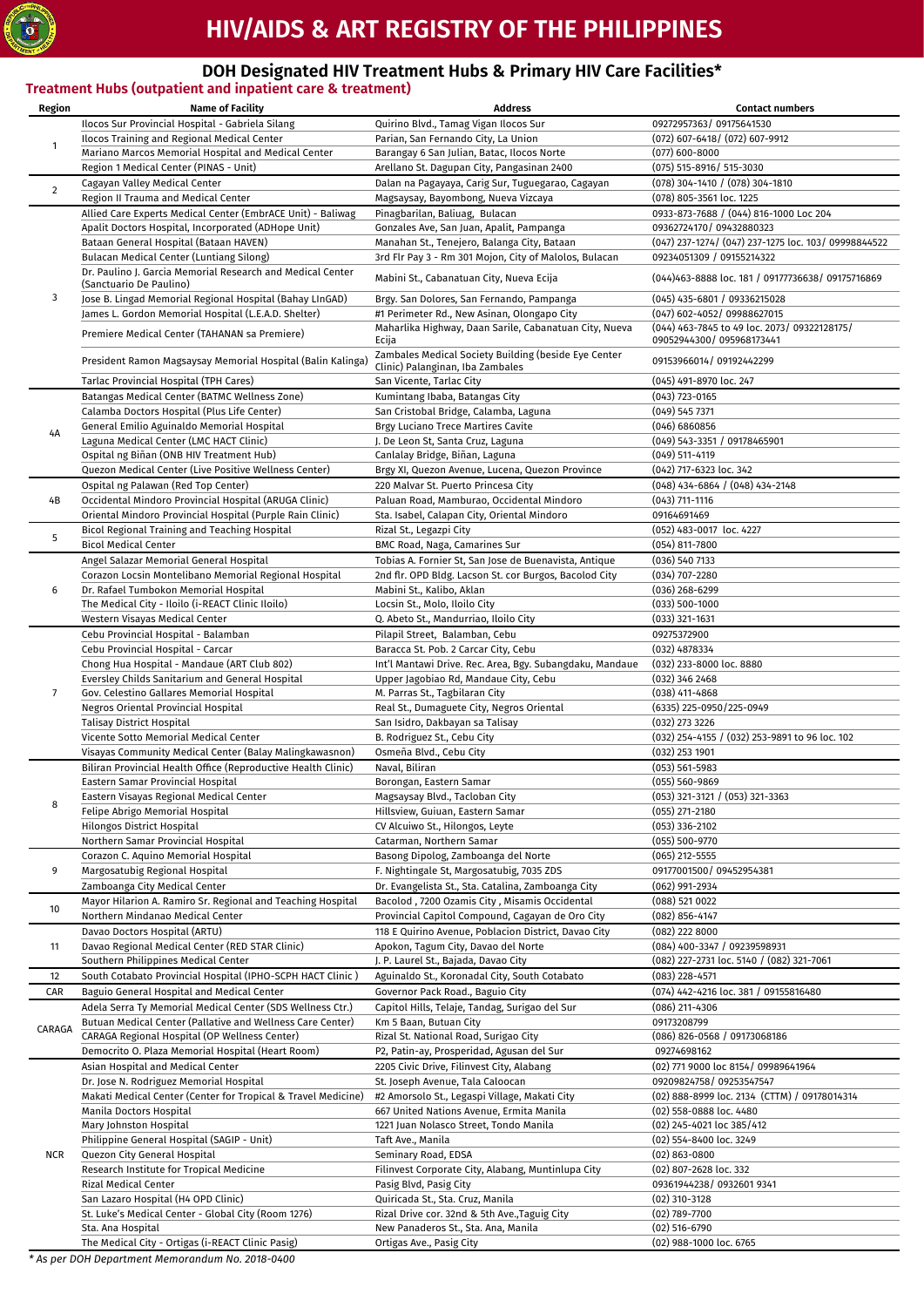# HIV/AIDS & ART REGISTRY OF THE PHILIPPINES

## DOH Designated HIV Treatment Hubs & Primary HIV Care Facilities*

### Treatment Hubs (outpatient and inpatient care & treatment)

| Region | Name of Facility | Address | Contact numbers |
|---|---|---|---|
| 1 | Ilocos Sur Provincial Hospital - Gabriela Silang | Quirino Blvd., Tamag Vigan Ilocos Sur | 09272957363/ 09175641530 |
| | Ilocos Training and Regional Medical Center | Parian, San Fernando City, La Union | (072) 607-6418/ (072) 607-9912 |
| | Mariano Marcos Memorial Hospital and Medical Center | Barangay 6 San Julian, Batac, Ilocos Norte | (077) 600-8000 |
| | Region 1 Medical Center (PINAS - Unit) | Arellano St. Dagupan City, Pangasinan 2400 | (075) 515-8916/ 515-3030 |
| 2 | Cagayan Valley Medical Center | Dalan na Pagayaya, Carig Sur, Tuguegarao, Cagayan | (078) 304-1410 / (078) 304-1810 |
| | Region II Trauma and Medical Center | Magsaysay, Bayombong, Nueva Vizcaya | (078) 805-3561 loc. 1225 |
| 3 | Allied Care Experts Medical Center (EmbrACE Unit) - Baliwag | Pinagbarilan, Baliuag, Bulacan | 0933-873-7688 / (044) 816-1000 Loc 204 |
| | Apalit Doctors Hospital, Incorporated (ADHope Unit) | Gonzales Ave, San Juan, Apalit, Pampanga | 09362724170/ 09432880323 |
| | Bataan General Hospital (Bataan HAVEN) | Manahan St., Tenejero, Balanga City, Bataan | (047) 237-1274/ (047) 237-1275 loc. 103/ 09998844522 |
| | Bulacan Medical Center (Luntiang Silong) | 3rd Flr Pay 3 - Rm 301 Mojon, City of Malolos, Bulacan | 09234051309 / 09155214322 |
| | Dr. Paulino J. Garcia Memorial Research and Medical Center (Sanctuario De Paulino) | Mabini St., Cabanatuan City, Nueva Ecija | (044)463-8888 loc. 181 / 09177736638/ 09175716869 |
| | Jose B. Lingad Memorial Regional Hospital (Bahay LInGAD) | Brgy. San Dolores, San Fernando, Pampanga | (045) 435-6801 / 09336215028 |
| | James L. Gordon Memorial Hospital (L.E.A.D. Shelter) | #1 Perimeter Rd., New Asinan, Olongapo City | (047) 602-4052/ 09988627015 |
| | Premiere Medical Center (TAHANAN sa Premiere) | Maharlika Highway, Daan Sarile, Cabanatuan City, Nueva Ecija | (044) 463-7845 to 49 loc. 2073/ 09322128175/ 09052944300/ 095968173441 |
| | President Ramon Magsaysay Memorial Hospital (Balin Kalinga) | Zambales Medical Society Building (beside Eye Center Clinic) Palanginan, Iba Zambales | 09153966014/ 09192442299 |
| | Tarlac Provincial Hospital (TPH Cares) | San Vicente, Tarlac City | (045) 491-8970 loc. 247 |
| 4A | Batangas Medical Center (BATMC Wellness Zone) | Kumintang Ibaba, Batangas City | (043) 723-0165 |
| | Calamba Doctors Hospital (Plus Life Center) | San Cristobal Bridge, Calamba, Laguna | (049) 545 7371 |
| | General Emilio Aguinaldo Memorial Hospital | Brgy Luciano Trece Martires Cavite | (046) 6860856 |
| | Laguna Medical Center (LMC HACT Clinic) | J. De Leon St, Santa Cruz, Laguna | (049) 543-3351 / 09178465901 |
| | Ospital ng Biñan (ONB HIV Treatment Hub) | Canlalay Bridge, Biñan, Laguna | (049) 511-4119 |
| | Quezon Medical Center (Live Positive Wellness Center) | Brgy XI, Quezon Avenue, Lucena, Quezon Province | (042) 717-6323 loc. 342 |
| 4B | Ospital ng Palawan (Red Top Center) | 220 Malvar St. Puerto Princesa City | (048) 434-6864 / (048) 434-2148 |
| | Occidental Mindoro Provincial Hospital (ARUGA Clinic) | Paluan Road, Mamburao, Occidental Mindoro | (043) 711-1116 |
| | Oriental Mindoro Provincial Hospital (Purple Rain Clinic) | Sta. Isabel, Calapan City, Oriental Mindoro | 09164691469 |
| 5 | Bicol Regional Training and Teaching Hospital | Rizal St., Legazpi City | (052) 483-0017 loc. 4227 |
| | Bicol Medical Center | BMC Road, Naga, Camarines Sur | (054) 811-7800 |
| 6 | Angel Salazar Memorial General Hospital | Tobias A. Fornier St, San Jose de Buenavista, Antique | (036) 540 7133 |
| | Corazon Locsin Montelibano Memorial Regional Hospital | 2nd flr. OPD Bldg. Lacson St. cor Burgos, Bacolod City | (034) 707-2280 |
| | Dr. Rafael Tumbokon Memorial Hospital | Mabini St., Kalibo, Aklan | (036) 268-6299 |
| | The Medical City - Iloilo (i-REACT Clinic Iloilo) | Locsin St., Molo, Iloilo City | (033) 500-1000 |
| | Western Visayas Medical Center | Q. Abeto St., Mandurriao, Iloilo City | (033) 321-1631 |
| 7 | Cebu Provincial Hospital - Balamban | Pilapil Street, Balamban, Cebu | 09275372900 |
| | Cebu Provincial Hospital - Carcar | Baracca St. Pob. 2 Carcar City, Cebu | (032) 4878334 |
| | Chong Hua Hospital - Mandaue (ART Club 802) | Int'l Mantawi Drive. Rec. Area, Bgy. Subangdaku, Mandaue | (032) 233-8000 loc. 8880 |
| | Eversley Childs Sanitarium and General Hospital | Upper Jagobiao Rd, Mandaue City, Cebu | (032) 346 2468 |
| | Gov. Celestino Gallares Memorial Hospital | M. Parras St., Tagbilaran City | (038) 411-4868 |
| | Negros Oriental Provincial Hospital | Real St., Dumagete City, Negros Oriental | (6335) 225-0950/225-0949 |
| | Talisay District Hospital | San Isidro, Dakbayan sa Talisay | (032) 273 3226 |
| | Vicente Sotto Memorial Medical Center | B. Rodriguez St., Cebu City | (032) 254-4155 / (032) 253-9891 to 96 loc. 102 |
| | Visayas Community Medical Center (Balay Malingkawasnon) | Osmeña Blvd., Cebu City | (032) 253 1901 |
| 8 | Biliran Provincial Health Office (Reproductive Health Clinic) | Naval, Biliran | (053) 561-5983 |
| | Eastern Samar Provincial Hospital | Borongan, Eastern Samar | (055) 560-9869 |
| | Eastern Visayas Regional Medical Center | Magsaysay Blvd., Tacloban City | (053) 321-3121 / (053) 321-3363 |
| | Felipe Abrigo Memorial Hospital | Hillsview, Guiuan, Eastern Samar | (055) 271-2180 |
| | Hilongos District Hospital | CV Alcuiwo St., Hilongos, Leyte | (053) 336-2102 |
| | Northern Samar Provincial Hospital | Catarman, Northern Samar | (055) 500-9770 |
| 9 | Corazon C. Aquino Memorial Hospital | Basong Dipolog, Zamboanga del Norte | (065) 212-5555 |
| | Margosatubig Regional Hospital | F. Nightingale St, Margosatubig, 7035 ZDS | 09177001500/ 09452954381 |
| | Zamboanga City Medical Center | Dr. Evangelista St., Sta. Catalina, Zamboanga City | (062) 991-2934 |
| 10 | Mayor Hilarion A. Ramiro Sr. Regional and Teaching Hospital | Bacolod , 7200 Ozamis City , Misamis Occidental | (088) 521 0022 |
| | Northern Mindanao Medical Center | Provincial Capitol Compound, Cagayan de Oro City | (082) 856-4147 |
| 11 | Davao Doctors Hospital (ARTU) | 118 E Quirino Avenue, Poblacion District, Davao City | (082) 222 8000 |
| | Davao Regional Medical Center (RED STAR Clinic) | Apokon, Tagum City, Davao del Norte | (084) 400-3347 / 09239598931 |
| | Southern Philippines Medical Center | J. P. Laurel St., Bajada, Davao City | (082) 227-2731 loc. 5140 / (082) 321-7061 |
| 12 | South Cotabato Provincial Hospital (IPHO-SCPH HACT Clinic ) | Aguinaldo St., Koronadal City, South Cotabato | (083) 228-4571 |
| CAR | Baguio General Hospital and Medical Center | Governor Pack Road., Baguio City | (074) 442-4216 loc. 381 / 09155816480 |
| CARAGA | Adela Serra Ty Memorial Medical Center (SDS Wellness Ctr.) | Capitol Hills, Telaje, Tandag, Surigao del Sur | (086) 211-4306 |
| | Butuan Medical Center (Palliative and Wellness Care Center) | Km 5 Baan, Butuan City | 09173208799 |
| | CARAGA Regional Hospital (OP Wellness Center) | Rizal St. National Road, Surigao City | (086) 826-0568 / 09173068186 |
| | Democrito O. Plaza Memorial Hospital (Heart Room) | P2, Patin-ay, Prosperidad, Agusan del Sur | 09274698162 |
| NCR | Asian Hospital and Medical Center | 2205 Civic Drive, Filinvest City, Alabang | (02) 771 9000 loc 8154/ 09989641964 |
| | Dr. Jose N. Rodriguez Memorial Hospital | St. Joseph Avenue, Tala Caloocan | 09209824758/ 09253547547 |
| | Makati Medical Center (Center for Tropical & Travel Medicine) | #2 Amorsolo St., Legaspi Village, Makati City | (02) 888-8999 loc. 2134 (CTTM) / 09178014314 |
| | Manila Doctors Hospital | 667 United Nations Avenue, Ermita Manila | (02) 558-0888 loc. 4480 |
| | Mary Johnston Hospital | 1221 Juan Nolasco Street, Tondo Manila | (02) 245-4021 loc 385/412 |
| | Philippine General Hospital (SAGIP - Unit) | Taft Ave., Manila | (02) 554-8400 loc. 3249 |
| | Quezon City General Hospital | Seminary Road, EDSA | (02) 863-0800 |
| | Research Institute for Tropical Medicine | Filinvest Corporate City, Alabang, Muntinlupa City | (02) 807-2628 loc. 332 |
| | Rizal Medical Center | Pasig Blvd, Pasig City | 09361944238/ 0932601 9341 |
| | San Lazaro Hospital (H4 OPD Clinic) | Quiricada St., Sta. Cruz, Manila | (02) 310-3128 |
| | St. Luke's Medical Center - Global City (Room 1276) | Rizal Drive cor. 32nd & 5th Ave.,Taguig City | (02) 789-7700 |
| | Sta. Ana Hospital | New Panaderos St., Sta. Ana, Manila | (02) 516-6790 |
| | The Medical City - Ortigas (i-REACT Clinic Pasig) | Ortigas Ave., Pasig City | (02) 988-1000 loc. 6765 |

*\* As per DOH Department Memorandum No. 2018-0400*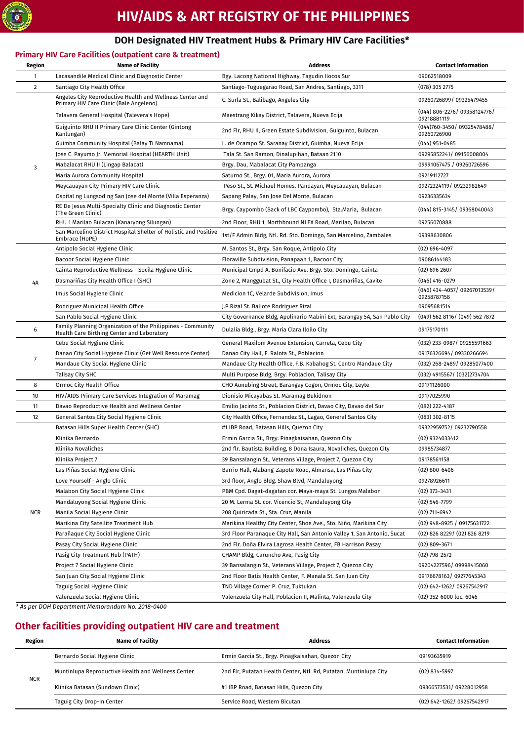# HIV/AIDS & ART REGISTRY OF THE PHILIPPINES

## DOH Designated HIV Treatment Hubs & Primary HIV Care Facilities*

### Primary HIV Care Facilities (outpatient care & treatment)

| Region | Name of Facility | Address | Contact Information |
|---|---|---|---|
| 1 | Lacasandile Medical Clinic and Diagnostic Center | Bgy. Lacong National Highway, Tagudin Ilocos Sur | 09062518009 |
| 2 | Santiago City Health Office | Santiago-Tuguegarao Road, San Andres, Santiago, 3311 | (078) 305 2775 |
| 3 | Angeles City Reproductive Health and Wellness Center and Primary HIV Care Clinic (Bale Angeleño) | C. Surla St., Balibago, Angeles City | 09260726899/ 09325479455 |
| | Talavera General Hospital (Talavera's Hope) | Maestrang Kikay District, Talavera, Nueva Ecija | (044) 806-2276/ 09358124776/ 09218881119 |
| | Guiguinto RHU II Primary Care Clinic Center (Gintong Kanlungan) | 2nd Flr, RHU II, Green Estate Subdivision, Guiguinto, Bulacan | (044)760-3450/ 09325478488/ 09260726900 |
| | Guimba Community Hospital (Balay Ti Namnama) | L. de Ocampo St. Saranay District, Guimba, Nueva Ecija | (044) 951-0485 |
| | Jose C. Payumo Jr. Memorial Hospital (HEARTH Unit) | Tala St. San Ramon, Dinalupihan, Bataan 2110 | 09295852241/ 09156008004 |
| | Mabalacat RHU II (Lingap Balacat) | Brgy. Dau, Mabalacat City Pampanga | 09991067475 / 09260726596 |
| | Maria Aurora Community Hospital | Saturno St., Brgy. 01, Maria Aurora, Aurora | 09219112727 |
| | Meycauayan City Primary HIV Care Clinic | Peso St., St. Michael Homes, Pandayan, Meycauayan, Bulacan | 09272324119/ 09232982649 |
| | Ospital ng Lungsod ng San Jose del Monte (Villa Esperanza) | Sapang Palay, San Jose Del Monte, Bulacan | 09236335634 |
| | RE De Jesus Multi-Specialty Clinic and Diagnostic Center (The Green Clinic) | Brgy. Caypombo (Back of LBC Caypombo), Sta.Maria, Bulacan | (044) 815-3145/ 09368040043 |
| | RHU 1 Marilao Bulacan (Kanaryong Silungan) | 2nd Floor, RHU 1, Northbound NLEX Road, Marilao, Bulacan | 09256070888 |
| | San Marcelino District Hospital Shelter of Holistic and Positive Embrace (HoPE) | 1st/F Admin Bldg, Ntl. Rd. Sto. Domingo, San Marcelino, Zambales | 09398630806 |
| 4A | Antipolo Social Hygiene Clinic | M. Santos St., Brgy. San Roque, Antipolo City | (02) 696-4097 |
| | Bacoor Social Hygiene Clinic | Floraville Subdivision, Panapaan 1, Bacoor City | 09086144183 |
| | Cainta Reproductive Wellness - Socila Hygiene Clinic | Municipal Cmpd A. Bonifacio Ave. Brgy. Sto. Domingo, Cainta | (02) 696 2607 |
| | Dasmariñas City Health Office I (SHC) | Zone 2, Manggubat St., City Health Office I, Dasmariñas, Cavite | (046) 416-0279 |
| | Imus Social Hygiene Clinic | Medicion 1C, Velarde Subdivision, Imus | (046) 434-4057/ 09267013539/ 09258787158 |
| | Rodriguez Municipal Health Office | J.P Rizal St. Baliote Rodriguez Rizal | 09095681514 |
| | San Pablo Social Hygiene Clinic | City Governance Bldg, Apolinario Mabini Ext, Barangay 5A, San Pablo City | (049) 562 8116/ (049) 562 7872 |
| 6 | Family Planning Organization of the Philippines - Community Health Care Birthing Center and Laboratory | Dulalia Bldg., Brgy. Maria Clara Iloilo City | 09175170111 |
| 7 | Cebu Social Hygiene Clinic | General Maxilom Avenue Extension, Carreta, Cebu City | (032) 233-0987/ 09255591663 |
| | Danao City Social Hygiene Clinic (Get Well Resource Center) | Danao City Hall, F. Ralota St., Poblacion | 09176326694/ 09330266694 |
| | Mandaue City Social Hygiene Clinic | Mandaue City Health Office, F.B. Kabahog St. Centro Mandaue City | (032) 268-2489/ 09285077400 |
| | Talisay City SHC | Multi Purpose Bldg, Brgy. Poblacion, Talisay City | (032) 4915567/ (032)2734704 |
| 8 | Ormoc City Health Office | CHO Aunubing Street, Barangay Cogon, Ormoc City, Leyte | 09171126000 |
| 10 | HIV/AIDS Primary Care Services Integration of Maramag | Dionisio Micayabas St. Maramag Bukidnon | 09177025990 |
| 11 | Davao Reproductive Health and Wellness Center | Emilio Jacinto St., Poblacion District, Davao City, Davao del Sur | (082) 222-4187 |
| 12 | General Santos City Social Hygiene Clinic | City Health Office, Fernandez St., Lagao, General Santos City | (083) 302-8115 |
| NCR | Batasan Hills Super Health Center (SHC) | #1 IBP Road, Batasan Hills, Quezon City | 09322959752/ 09232790558 |
| | Klinika Bernardo | Ermin Garcia St., Brgy. Pinagkaisahan, Quezon City | (02) 9324033412 |
| | Klinika Novaliches | 2nd flr. Bautista Building, 8 Dona Isaura, Novaliches, Quezon City | 09985734877 |
| | Klinika Project 7 | 39 Bansalangin St., Veterans Village, Project 7, Quezon City | 09178561158 |
| | Las Piñas Social Hygiene Clinic | Barrio Hall, Alabang-Zapote Road, Almansa, Las Piñas City | (02) 800-6406 |
| | Love Yourself - Anglo Clinic | 3rd floor, Anglo Bldg. Shaw Blvd, Mandaluyong | 09278926611 |
| | Malabon City Social Hygiene Clinic | PBM Cpd. Dagat-dagatan cor. Maya-maya St. Lungos Malabon | (02) 373-3431 |
| | Mandaluyong Social Hygiene Clinic | 20 M. Lerma St. cor. Vicencio St, Mandaluyong City | (02) 546-7799 |
| | Manila Social Hygiene Clinic | 208 Quiricada St., Sta. Cruz, Manila | (02) 711-6942 |
| | Marikina City Satellite Treatment Hub | Marikina Healthy City Center, Shoe Ave., Sto. Niño, Marikina City | (02) 948-8925 / 09175631722 |
| | Parañaque City Social Hygiene Clinic | 3rd Floor Paranaque City Hall, San Antonio Valley 1, San Antonio, Sucat | (02) 826 8229/ (02) 826 8219 |
| | Pasay City Social Hygiene Clinic | 2nd Flr. Doña Elvira Lagrosa Health Center, FB Harrison Pasay | (02) 809-3671 |
| | Pasig City Treatment Hub (PATH) | CHAMP Bldg, Caruncho Ave, Pasig City | (02) 798-2572 |
| | Project 7 Social Hygiene Clinic | 39 Bansalangin St., Veterans Village, Project 7, Quezon City | 09204227596/ 09998415060 |
| | San Juan City Social Hygiene Clinic | 2nd Floor Batis Health Center, F. Manala St. San Juan City | 09176678163/ 09277645343 |
| | Taguig Social Hygiene Clinic | TND Village Corner P. Cruz, Tuktukan | (02) 642-1262/ 09267542917 |
| | Valenzuela Social Hygiene Clinic | Valenzuela City Hall, Poblacion II, Malinta, Valenzuela City | (02) 352-6000 loc. 6046 |

*\* As per DOH Department Memorandum No. 2018-0400*

## Other facilities providing outpatient HIV care and treatment

| Region | Name of Facility | Address | Contact Information |
|---|---|---|---|
| NCR | Bernardo Social Hygiene Clinic | Ermin Garcia St., Brgy. Pinagkaisahan, Quezon City | 09193635919 |
| | Muntinlupa Reproductive Health and Wellness Center | 2nd Flr, Putatan Health Center, Ntl. Rd, Putatan, Muntinlupa City | (02) 834-5997 |
| | Klinika Batasan (Sundown Clinic) | #1 IBP Road, Batasan Hills, Quezon City | 09366573531/ 09228012958 |
| | Taguig City Drop-in Center | Service Road, Western Bicutan | (02) 642-1262/ 09267542917 |